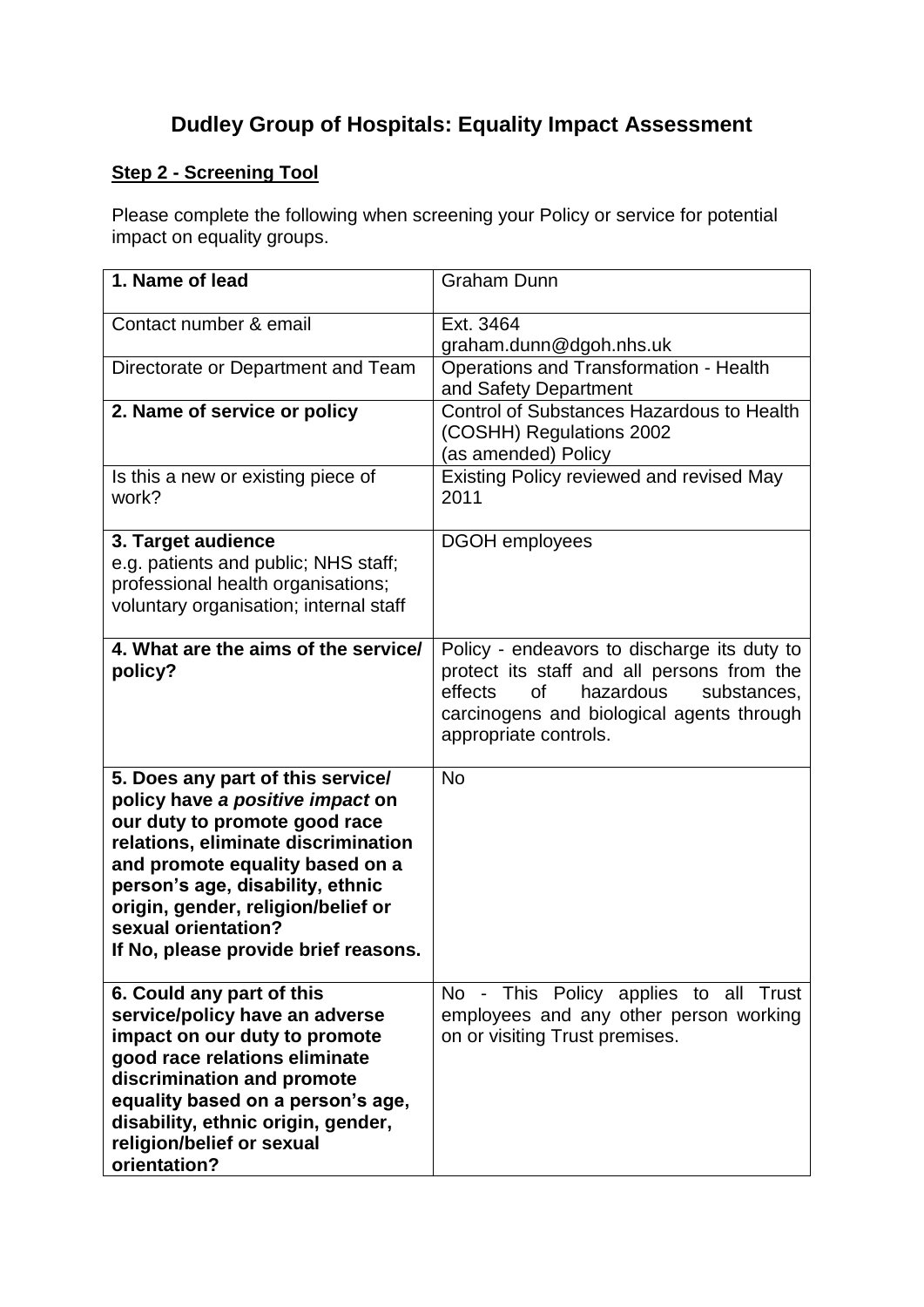# Dudley Group of Hospitals: Equality Impact Assessment

**Step 2 - Screening Tool**

Please complete the following when screening your Policy or service for potential impact on equality groups.

| | |
|---|---|
| **1. Name of lead** | Graham Dunn |
| Contact number & email | Ext. 3464<br>graham.dunn@dgoh.nhs.uk |
| Directorate or Department and Team | Operations and Transformation - Health and Safety Department |
| **2. Name of service or policy** | Control of Substances Hazardous to Health (COSHH) Regulations 2002 (as amended) Policy |
| Is this a new or existing piece of work? | Existing Policy reviewed and revised May 2011 |
| **3. Target audience**<br>e.g. patients and public; NHS staff; professional health organisations; voluntary organisation; internal staff | DGOH employees |
| **4. What are the aims of the service/ policy?** | Policy - endeavors to discharge its duty to protect its staff and all persons from the effects of hazardous substances, carcinogens and biological agents through appropriate controls. |
| **5. Does any part of this service/ policy have *a positive impact* on our duty to promote good race relations, eliminate discrimination and promote equality based on a person's age, disability, ethnic origin, gender, religion/belief or sexual orientation?**<br>**If No, please provide brief reasons.** | No |
| **6. Could any part of this service/policy have an adverse impact on our duty to promote good race relations eliminate discrimination and promote equality based on a person's age, disability, ethnic origin, gender, religion/belief or sexual orientation?** | No - This Policy applies to all Trust employees and any other person working on or visiting Trust premises. |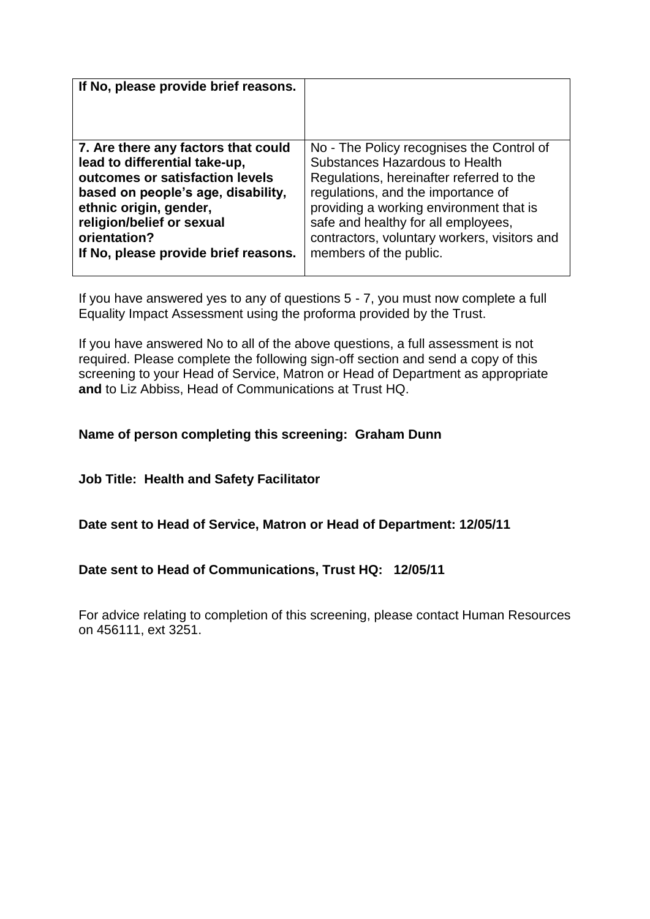| | |
|---|---|
| **If No, please provide brief reasons.** | |
| **7. Are there any factors that could lead to differential take-up, outcomes or satisfaction levels based on people's age, disability, ethnic origin, gender, religion/belief or sexual orientation?**<br>**If No, please provide brief reasons.** | No - The Policy recognises the Control of Substances Hazardous to Health Regulations, hereinafter referred to the regulations, and the importance of providing a working environment that is safe and healthy for all employees, contractors, voluntary workers, visitors and members of the public. |

If you have answered yes to any of questions 5 - 7, you must now complete a full Equality Impact Assessment using the proforma provided by the Trust.

If you have answered No to all of the above questions, a full assessment is not required. Please complete the following sign-off section and send a copy of this screening to your Head of Service, Matron or Head of Department as appropriate **and** to Liz Abbiss, Head of Communications at Trust HQ.

**Name of person completing this screening: Graham Dunn**

**Job Title: Health and Safety Facilitator**

**Date sent to Head of Service, Matron or Head of Department: 12/05/11**

**Date sent to Head of Communications, Trust HQ: 12/05/11**

For advice relating to completion of this screening, please contact Human Resources on 456111, ext 3251.